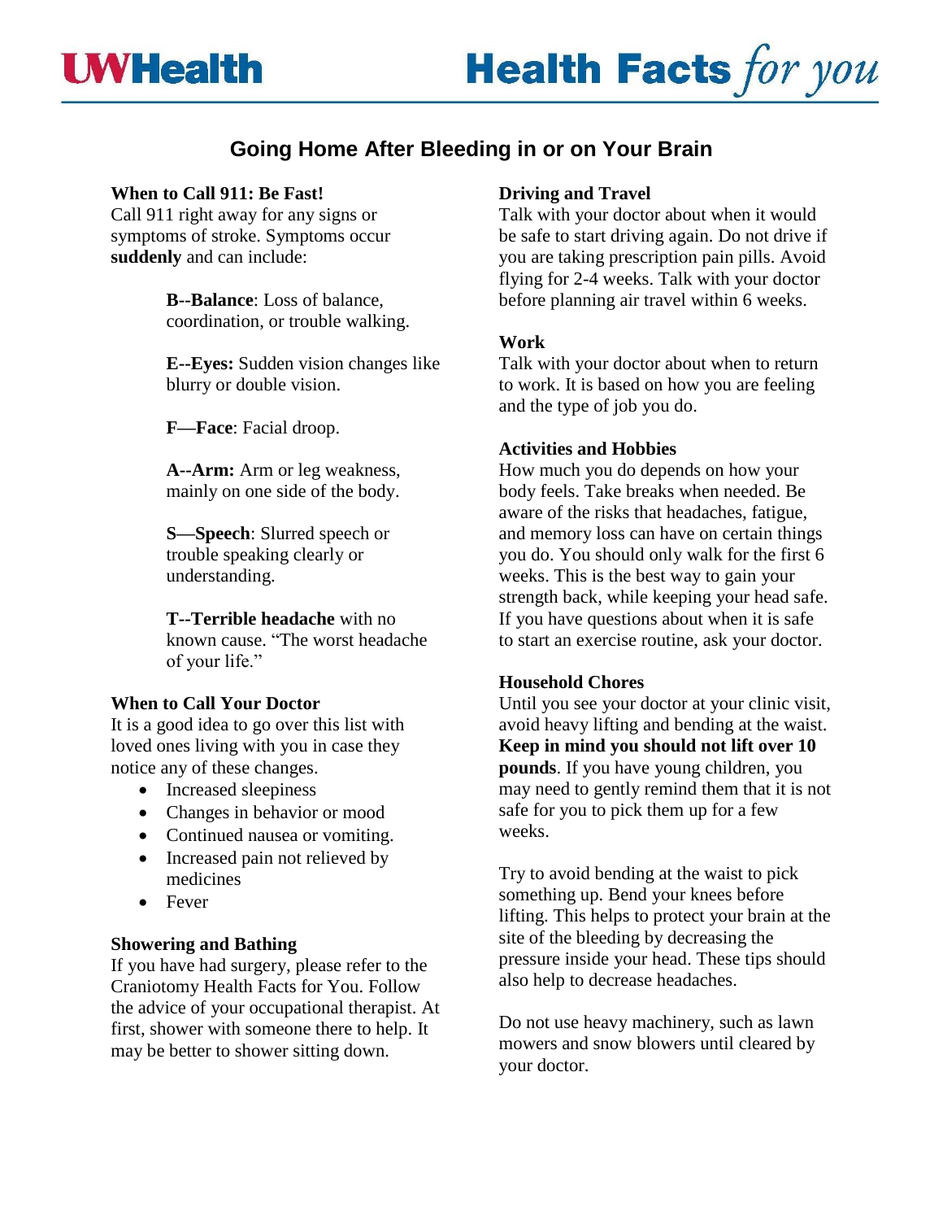# Going Home After Bleeding in or on Your Brain

**When to Call 911: Be Fast!**
Call 911 right away for any signs or symptoms of stroke. Symptoms occur **suddenly** and can include:

**B--Balance**: Loss of balance, coordination, or trouble walking.

**E--Eyes:** Sudden vision changes like blurry or double vision.

**F—Face**: Facial droop.

**A--Arm:** Arm or leg weakness, mainly on one side of the body.

**S—Speech**: Slurred speech or trouble speaking clearly or understanding.

**T--Terrible headache** with no known cause. "The worst headache of your life."

**When to Call Your Doctor**
It is a good idea to go over this list with loved ones living with you in case they notice any of these changes.

- Increased sleepiness
- Changes in behavior or mood
- Continued nausea or vomiting.
- Increased pain not relieved by medicines
- Fever

**Showering and Bathing**
If you have had surgery, please refer to the Craniotomy Health Facts for You. Follow the advice of your occupational therapist. At first, shower with someone there to help. It may be better to shower sitting down.

**Driving and Travel**
Talk with your doctor about when it would be safe to start driving again. Do not drive if you are taking prescription pain pills. Avoid flying for 2-4 weeks. Talk with your doctor before planning air travel within 6 weeks.

**Work**
Talk with your doctor about when to return to work. It is based on how you are feeling and the type of job you do.

**Activities and Hobbies**
How much you do depends on how your body feels. Take breaks when needed. Be aware of the risks that headaches, fatigue, and memory loss can have on certain things you do. You should only walk for the first 6 weeks. This is the best way to gain your strength back, while keeping your head safe. If you have questions about when it is safe to start an exercise routine, ask your doctor.

**Household Chores**
Until you see your doctor at your clinic visit, avoid heavy lifting and bending at the waist. **Keep in mind you should not lift over 10 pounds**. If you have young children, you may need to gently remind them that it is not safe for you to pick them up for a few weeks.

Try to avoid bending at the waist to pick something up. Bend your knees before lifting. This helps to protect your brain at the site of the bleeding by decreasing the pressure inside your head. These tips should also help to decrease headaches.

Do not use heavy machinery, such as lawn mowers and snow blowers until cleared by your doctor.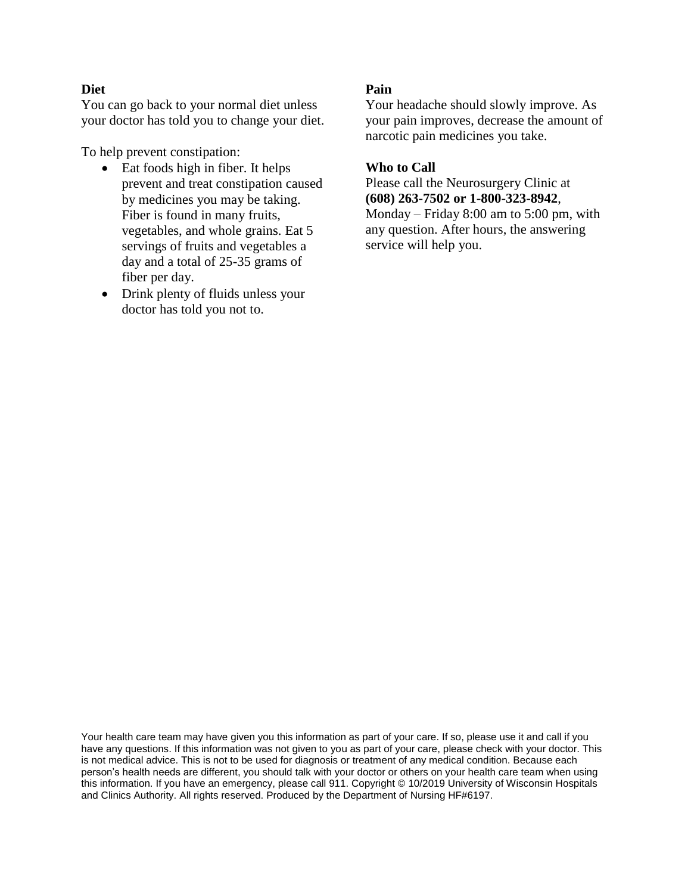**Diet**

You can go back to your normal diet unless your doctor has told you to change your diet.

To help prevent constipation:

- Eat foods high in fiber. It helps prevent and treat constipation caused by medicines you may be taking. Fiber is found in many fruits, vegetables, and whole grains. Eat 5 servings of fruits and vegetables a day and a total of 25-35 grams of fiber per day.
- Drink plenty of fluids unless your doctor has told you not to.

**Pain**

Your headache should slowly improve. As your pain improves, decrease the amount of narcotic pain medicines you take.

**Who to Call**

Please call the Neurosurgery Clinic at **(608) 263-7502 or 1-800-323-8942**, Monday – Friday 8:00 am to 5:00 pm, with any question. After hours, the answering service will help you.

Your health care team may have given you this information as part of your care. If so, please use it and call if you have any questions. If this information was not given to you as part of your care, please check with your doctor. This is not medical advice. This is not to be used for diagnosis or treatment of any medical condition. Because each person's health needs are different, you should talk with your doctor or others on your health care team when using this information. If you have an emergency, please call 911. Copyright © 10/2019 University of Wisconsin Hospitals and Clinics Authority. All rights reserved. Produced by the Department of Nursing HF#6197.